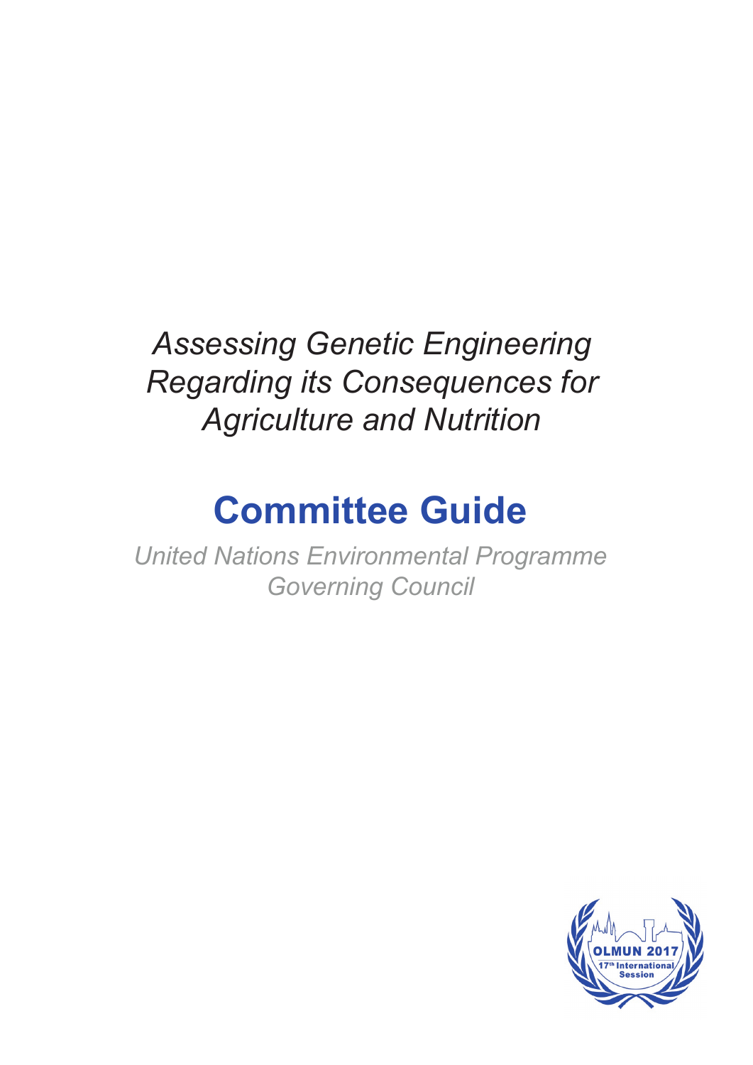*Assessing Genetic Engineering Regarding its Consequences for Agriculture and Nutrition*

# Committee Guide

*United Nations Environmental Programme Governing Council*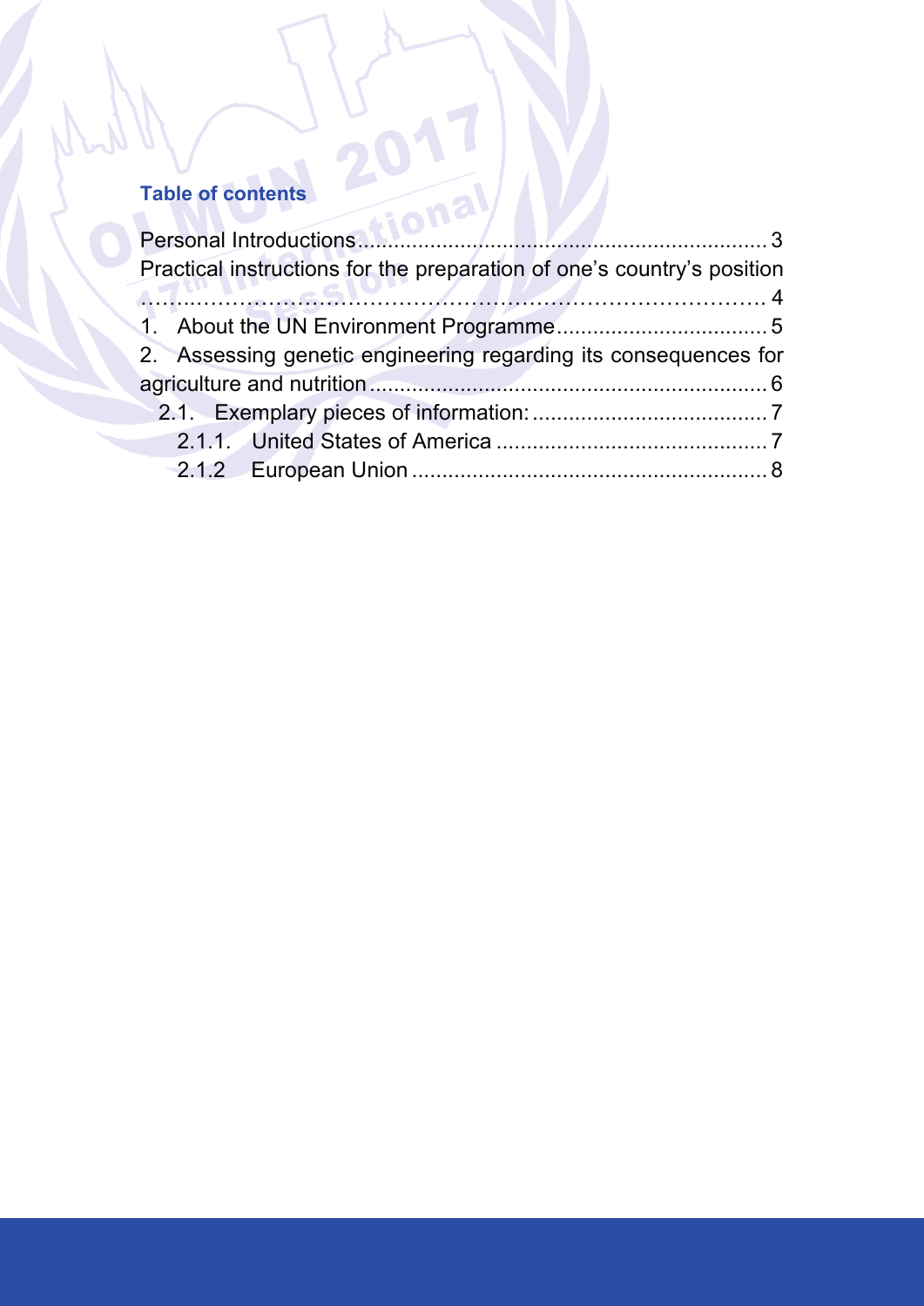**Table of contents**

Personal Introductions ............................................................ 3
Practical instructions for the preparation of one's country's position ............................................................ 4
1. About the UN Environment Programme ............................................................ 5
2. Assessing genetic engineering regarding its consequences for agriculture and nutrition ............................................................ 6
   2.1. Exemplary pieces of information: ............................................................ 7
      2.1.1. United States of America ............................................................ 7
      2.1.2 European Union ............................................................ 8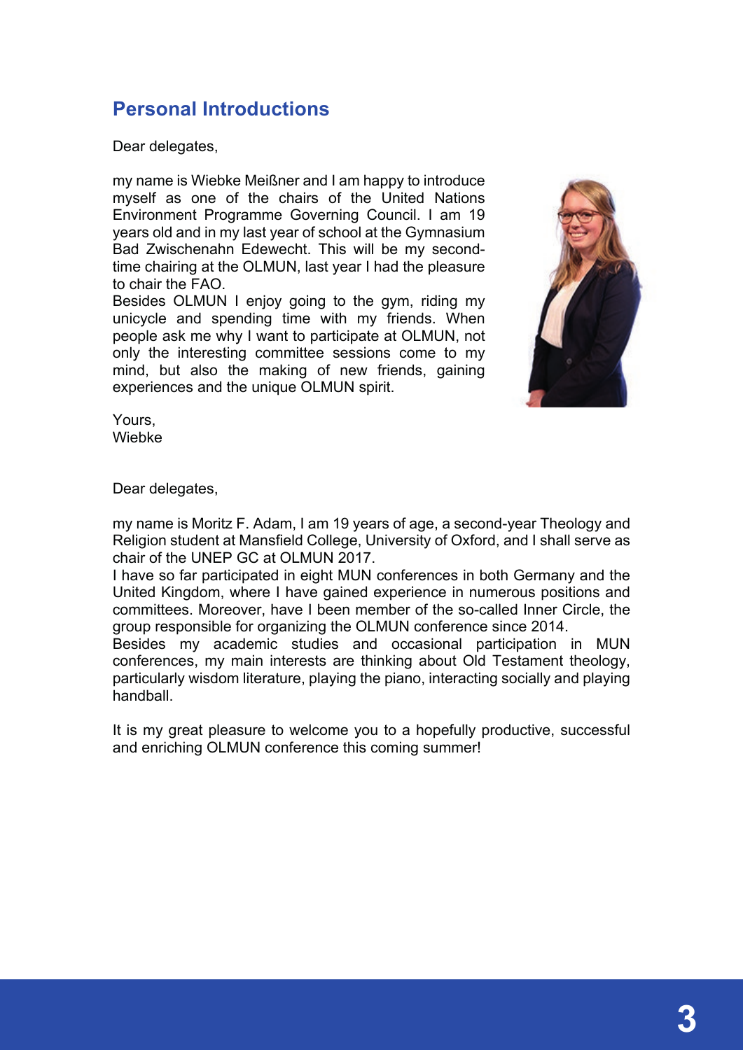## Personal Introductions

Dear delegates,

my name is Wiebke Meißner and I am happy to introduce myself as one of the chairs of the United Nations Environment Programme Governing Council. I am 19 years old and in my last year of school at the Gymnasium Bad Zwischenahn Edewecht. This will be my second-time chairing at the OLMUN, last year I had the pleasure to chair the FAO.
Besides OLMUN I enjoy going to the gym, riding my unicycle and spending time with my friends. When people ask me why I want to participate at OLMUN, not only the interesting committee sessions come to my mind, but also the making of new friends, gaining experiences and the unique OLMUN spirit.

Yours,
Wiebke

Dear delegates,

my name is Moritz F. Adam, I am 19 years of age, a second-year Theology and Religion student at Mansfield College, University of Oxford, and I shall serve as chair of the UNEP GC at OLMUN 2017.
I have so far participated in eight MUN conferences in both Germany and the United Kingdom, where I have gained experience in numerous positions and committees. Moreover, have I been member of the so-called Inner Circle, the group responsible for organizing the OLMUN conference since 2014.
Besides my academic studies and occasional participation in MUN conferences, my main interests are thinking about Old Testament theology, particularly wisdom literature, playing the piano, interacting socially and playing handball.

It is my great pleasure to welcome you to a hopefully productive, successful and enriching OLMUN conference this coming summer!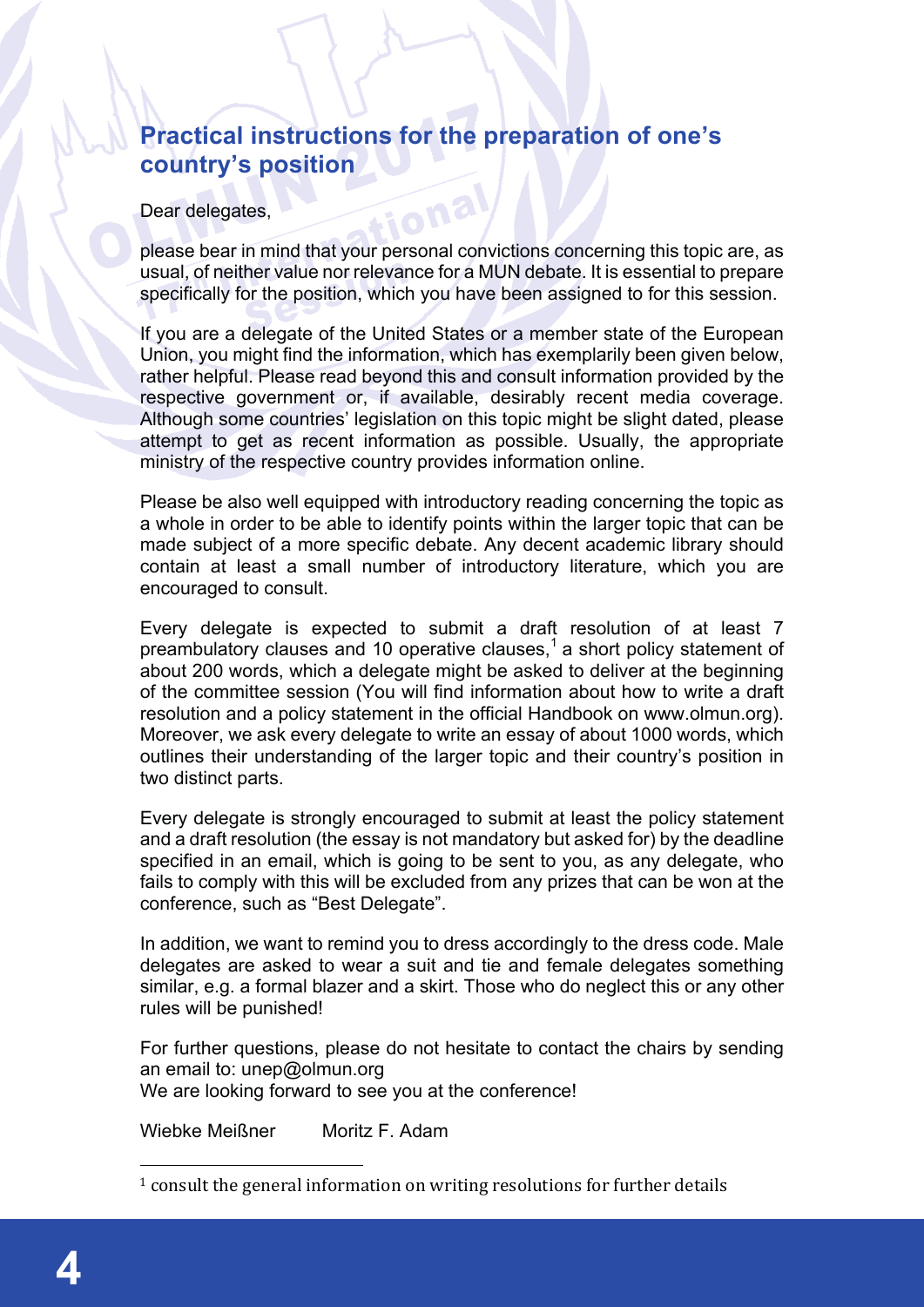## Practical instructions for the preparation of one's country's position

Dear delegates,

please bear in mind that your personal convictions concerning this topic are, as usual, of neither value nor relevance for a MUN debate. It is essential to prepare specifically for the position, which you have been assigned to for this session.

If you are a delegate of the United States or a member state of the European Union, you might find the information, which has exemplarily been given below, rather helpful. Please read beyond this and consult information provided by the respective government or, if available, desirably recent media coverage. Although some countries' legislation on this topic might be slight dated, please attempt to get as recent information as possible. Usually, the appropriate ministry of the respective country provides information online.

Please be also well equipped with introductory reading concerning the topic as a whole in order to be able to identify points within the larger topic that can be made subject of a more specific debate. Any decent academic library should contain at least a small number of introductory literature, which you are encouraged to consult.

Every delegate is expected to submit a draft resolution of at least 7 preambulatory clauses and 10 operative clauses,[1] a short policy statement of about 200 words, which a delegate might be asked to deliver at the beginning of the committee session (You will find information about how to write a draft resolution and a policy statement in the official Handbook on www.olmun.org). Moreover, we ask every delegate to write an essay of about 1000 words, which outlines their understanding of the larger topic and their country's position in two distinct parts.

Every delegate is strongly encouraged to submit at least the policy statement and a draft resolution (the essay is not mandatory but asked for) by the deadline specified in an email, which is going to be sent to you, as any delegate, who fails to comply with this will be excluded from any prizes that can be won at the conference, such as "Best Delegate".

In addition, we want to remind you to dress accordingly to the dress code. Male delegates are asked to wear a suit and tie and female delegates something similar, e.g. a formal blazer and a skirt. Those who do neglect this or any other rules will be punished!

For further questions, please do not hesitate to contact the chairs by sending an email to: unep@olmun.org
We are looking forward to see you at the conference!

Wiebke Meißner Moritz F. Adam

[1] consult the general information on writing resolutions for further details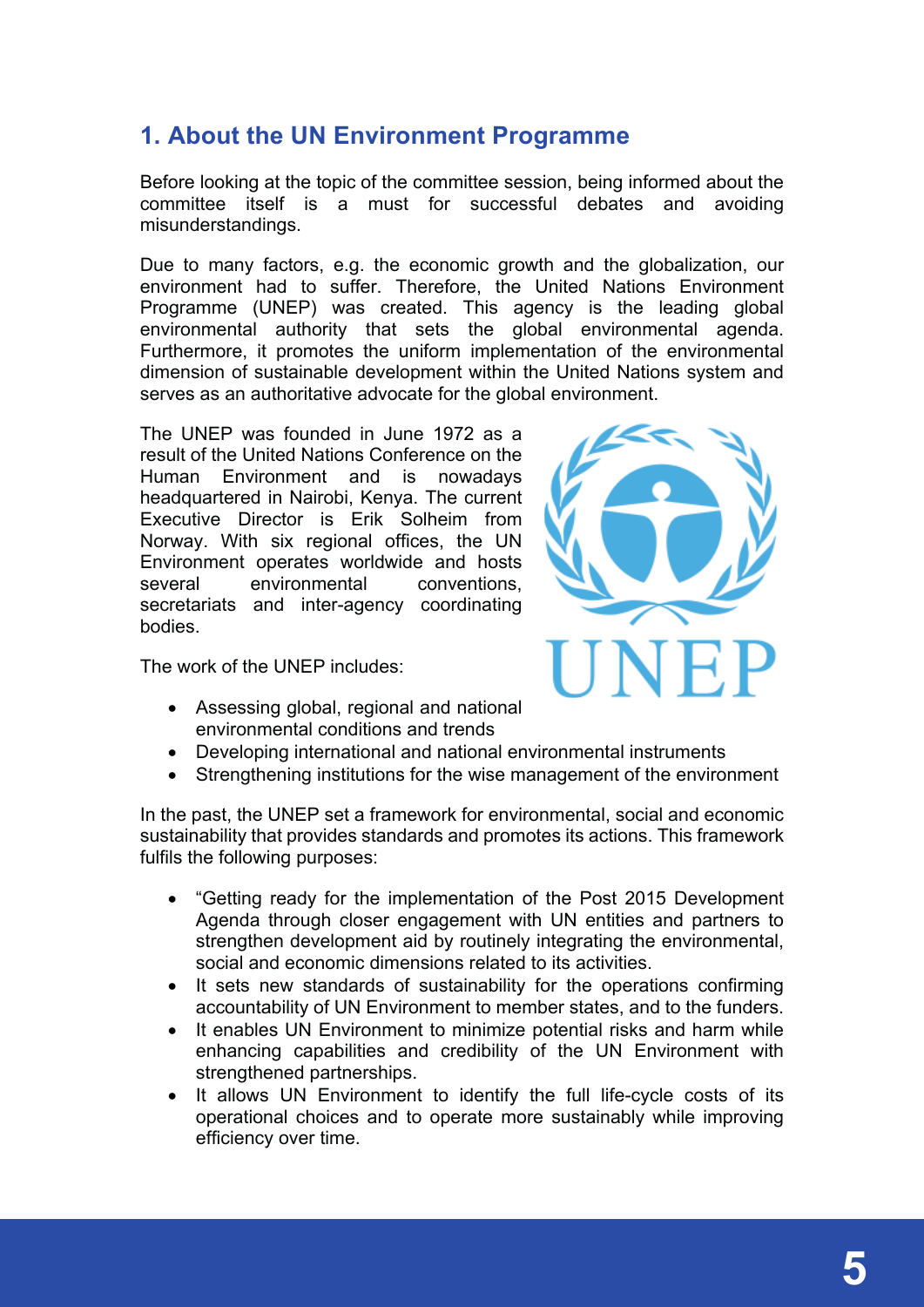## 1. About the UN Environment Programme

Before looking at the topic of the committee session, being informed about the committee itself is a must for successful debates and avoiding misunderstandings.

Due to many factors, e.g. the economic growth and the globalization, our environment had to suffer. Therefore, the United Nations Environment Programme (UNEP) was created. This agency is the leading global environmental authority that sets the global environmental agenda. Furthermore, it promotes the uniform implementation of the environmental dimension of sustainable development within the United Nations system and serves as an authoritative advocate for the global environment.

The UNEP was founded in June 1972 as a result of the United Nations Conference on the Human Environment and is nowadays headquartered in Nairobi, Kenya. The current Executive Director is Erik Solheim from Norway. With six regional offices, the UN Environment operates worldwide and hosts several environmental conventions, secretariats and inter-agency coordinating bodies.

The work of the UNEP includes:

- Assessing global, regional and national environmental conditions and trends
- Developing international and national environmental instruments
- Strengthening institutions for the wise management of the environment

In the past, the UNEP set a framework for environmental, social and economic sustainability that provides standards and promotes its actions. This framework fulfils the following purposes:

- "Getting ready for the implementation of the Post 2015 Development Agenda through closer engagement with UN entities and partners to strengthen development aid by routinely integrating the environmental, social and economic dimensions related to its activities.
- It sets new standards of sustainability for the operations confirming accountability of UN Environment to member states, and to the funders.
- It enables UN Environment to minimize potential risks and harm while enhancing capabilities and credibility of the UN Environment with strengthened partnerships.
- It allows UN Environment to identify the full life-cycle costs of its operational choices and to operate more sustainably while improving efficiency over time.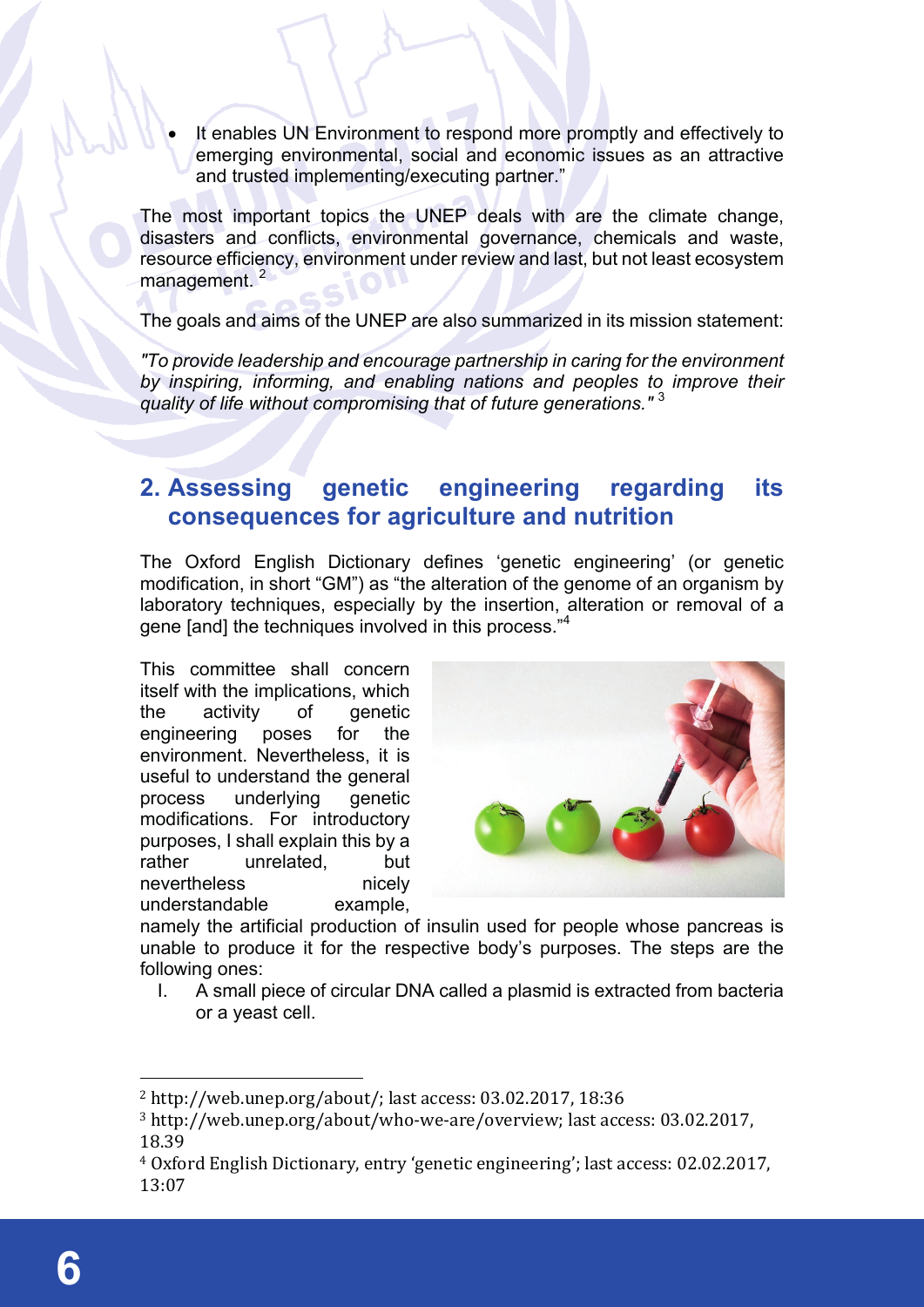- It enables UN Environment to respond more promptly and effectively to emerging environmental, social and economic issues as an attractive and trusted implementing/executing partner."

The most important topics the UNEP deals with are the climate change, disasters and conflicts, environmental governance, chemicals and waste, resource efficiency, environment under review and last, but not least ecosystem management. [2]

The goals and aims of the UNEP are also summarized in its mission statement:

*"To provide leadership and encourage partnership in caring for the environment by inspiring, informing, and enabling nations and peoples to improve their quality of life without compromising that of future generations."* [3]

## 2. Assessing genetic engineering regarding its consequences for agriculture and nutrition

The Oxford English Dictionary defines 'genetic engineering' (or genetic modification, in short "GM") as "the alteration of the genome of an organism by laboratory techniques, especially by the insertion, alteration or removal of a gene [and] the techniques involved in this process."[4]

This committee shall concern itself with the implications, which the activity of genetic engineering poses for the environment. Nevertheless, it is useful to understand the general process underlying genetic modifications. For introductory purposes, I shall explain this by a rather unrelated, but nevertheless nicely understandable example, namely the artificial production of insulin used for people whose pancreas is unable to produce it for the respective body's purposes. The steps are the following ones:

I. A small piece of circular DNA called a plasmid is extracted from bacteria or a yeast cell.

---

[2] http://web.unep.org/about/; last access: 03.02.2017, 18:36

[3] http://web.unep.org/about/who-we-are/overview; last access: 03.02.2017, 18.39

[4] Oxford English Dictionary, entry 'genetic engineering'; last access: 02.02.2017, 13:07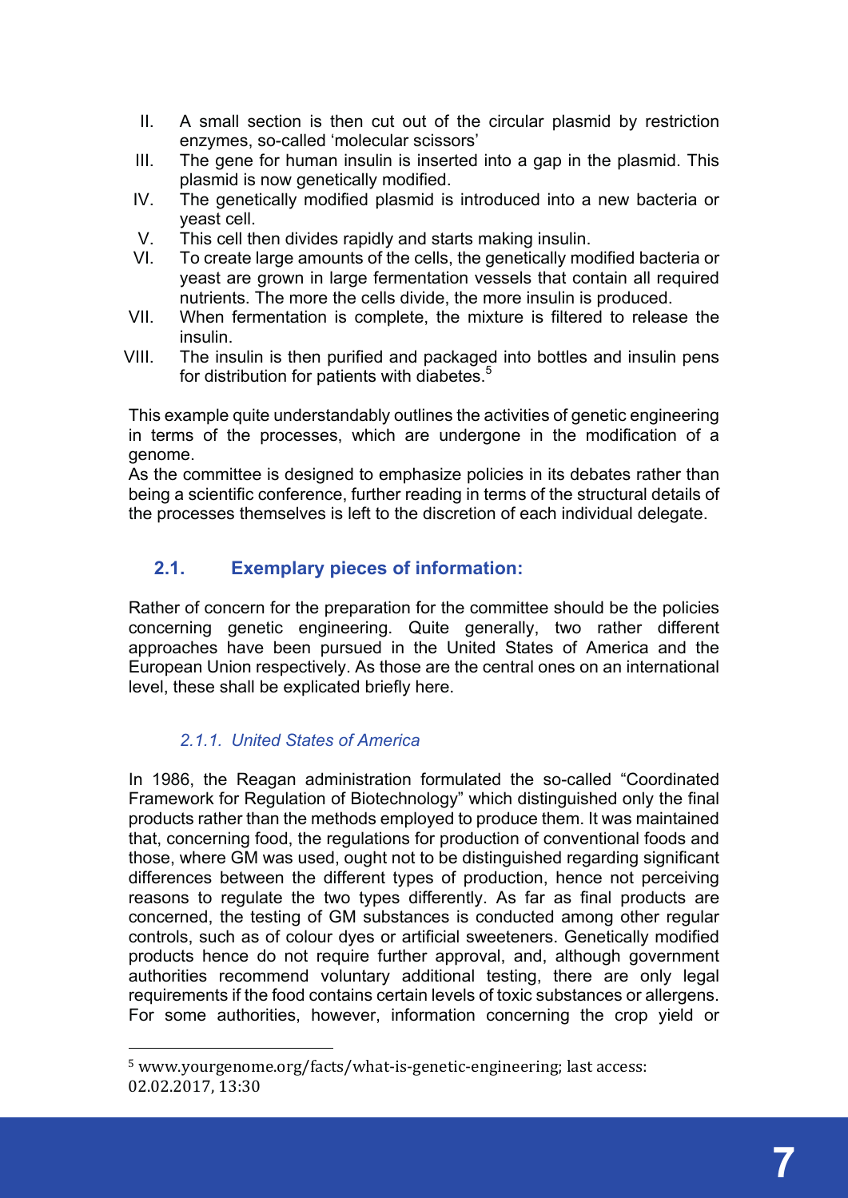II. A small section is then cut out of the circular plasmid by restriction enzymes, so-called 'molecular scissors'
III. The gene for human insulin is inserted into a gap in the plasmid. This plasmid is now genetically modified.
IV. The genetically modified plasmid is introduced into a new bacteria or yeast cell.
V. This cell then divides rapidly and starts making insulin.
VI. To create large amounts of the cells, the genetically modified bacteria or yeast are grown in large fermentation vessels that contain all required nutrients. The more the cells divide, the more insulin is produced.
VII. When fermentation is complete, the mixture is filtered to release the insulin.
VIII. The insulin is then purified and packaged into bottles and insulin pens for distribution for patients with diabetes.[5]

This example quite understandably outlines the activities of genetic engineering in terms of the processes, which are undergone in the modification of a genome.
As the committee is designed to emphasize policies in its debates rather than being a scientific conference, further reading in terms of the structural details of the processes themselves is left to the discretion of each individual delegate.

## 2.1. Exemplary pieces of information:

Rather of concern for the preparation for the committee should be the policies concerning genetic engineering. Quite generally, two rather different approaches have been pursued in the United States of America and the European Union respectively. As those are the central ones on an international level, these shall be explicated briefly here.

### *2.1.1. United States of America*

In 1986, the Reagan administration formulated the so-called "Coordinated Framework for Regulation of Biotechnology" which distinguished only the final products rather than the methods employed to produce them. It was maintained that, concerning food, the regulations for production of conventional foods and those, where GM was used, ought not to be distinguished regarding significant differences between the different types of production, hence not perceiving reasons to regulate the two types differently. As far as final products are concerned, the testing of GM substances is conducted among other regular controls, such as of colour dyes or artificial sweeteners. Genetically modified products hence do not require further approval, and, although government authorities recommend voluntary additional testing, there are only legal requirements if the food contains certain levels of toxic substances or allergens. For some authorities, however, information concerning the crop yield or

[5] www.yourgenome.org/facts/what-is-genetic-engineering; last access: 02.02.2017, 13:30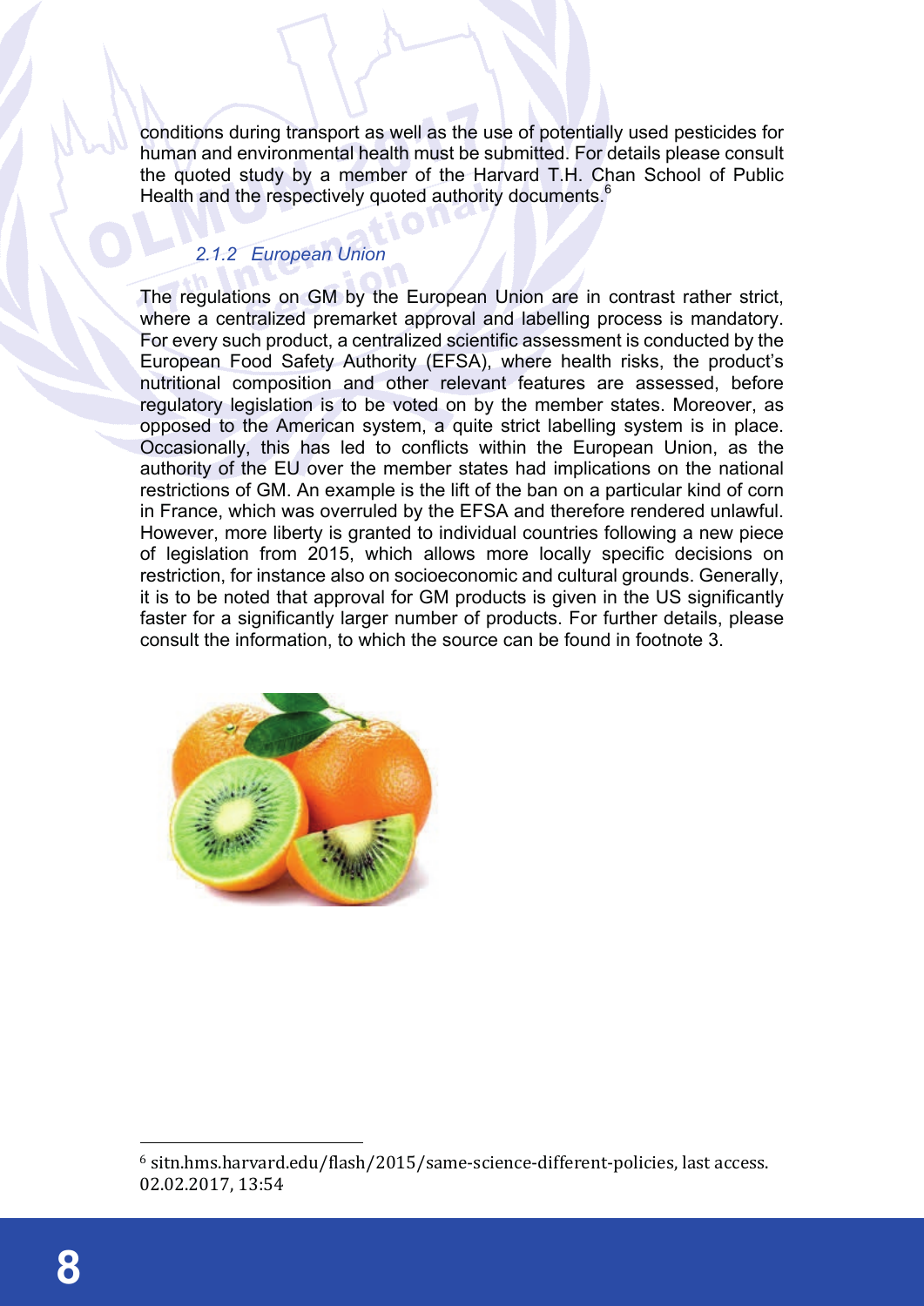conditions during transport as well as the use of potentially used pesticides for human and environmental health must be submitted. For details please consult the quoted study by a member of the Harvard T.H. Chan School of Public Health and the respectively quoted authority documents.[6]

### *2.1.2 European Union*

The regulations on GM by the European Union are in contrast rather strict, where a centralized premarket approval and labelling process is mandatory. For every such product, a centralized scientific assessment is conducted by the European Food Safety Authority (EFSA), where health risks, the product's nutritional composition and other relevant features are assessed, before regulatory legislation is to be voted on by the member states. Moreover, as opposed to the American system, a quite strict labelling system is in place. Occasionally, this has led to conflicts within the European Union, as the authority of the EU over the member states had implications on the national restrictions of GM. An example is the lift of the ban on a particular kind of corn in France, which was overruled by the EFSA and therefore rendered unlawful. However, more liberty is granted to individual countries following a new piece of legislation from 2015, which allows more locally specific decisions on restriction, for instance also on socioeconomic and cultural grounds. Generally, it is to be noted that approval for GM products is given in the US significantly faster for a significantly larger number of products. For further details, please consult the information, to which the source can be found in footnote 3.

[6] sitn.hms.harvard.edu/flash/2015/same-science-different-policies, last access. 02.02.2017, 13:54